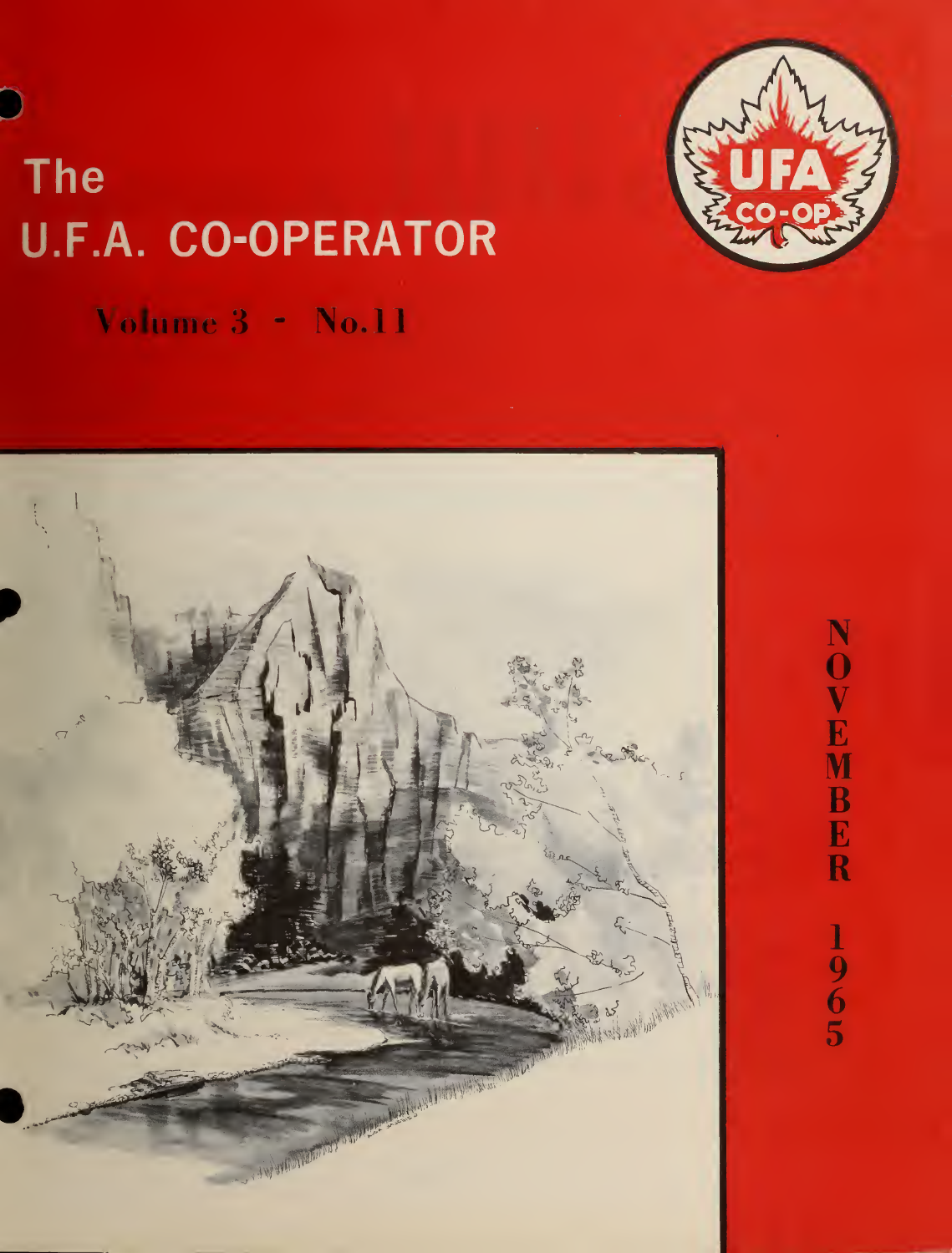# The U.F.A. CO-OPERATOR

UFA CO-OP

Volume 3 - No.11

NOVEMBER 1965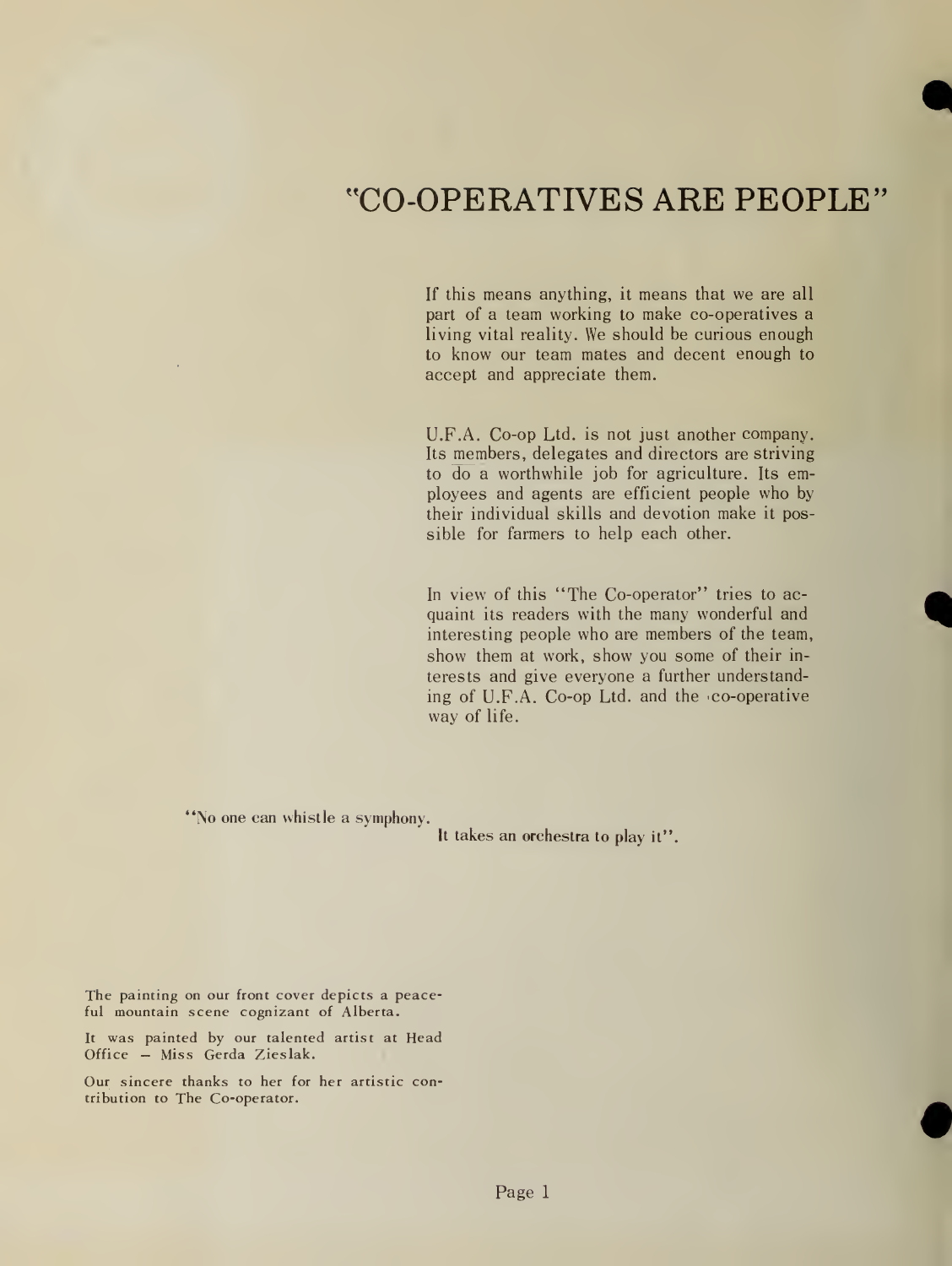# "CO-OPERATIVES ARE PEOPLE"

If this means anything, it means that we are all part of a team working to make co-operatives a living vital reality. We should be curious enough to know our team mates and decent enough to accept and appreciate them.

U.F.A. Co-op Ltd. is not just another company. Its members, delegates and directors are striving to do a worthwhile job for agriculture. Its employees and agents are efficient people who by their individual skills and devotion make it possible for farmers to help each other.

In view of this "The Co-operator" tries to acquaint its readers with the many wonderful and interesting people who are members of the team, show them at work, show you some of their interests and give everyone a further understanding of U.F.A. Co-op Ltd. and the co-operative way of life.

"No one can whistle a symphony.
It takes an orchestra to play it".

The painting on our front cover depicts a peaceful mountain scene cognizant of Alberta.

It was painted by our talented artist at Head Office — Miss Gerda Zieslak.

Our sincere thanks to her for her artistic contribution to The Co-operator.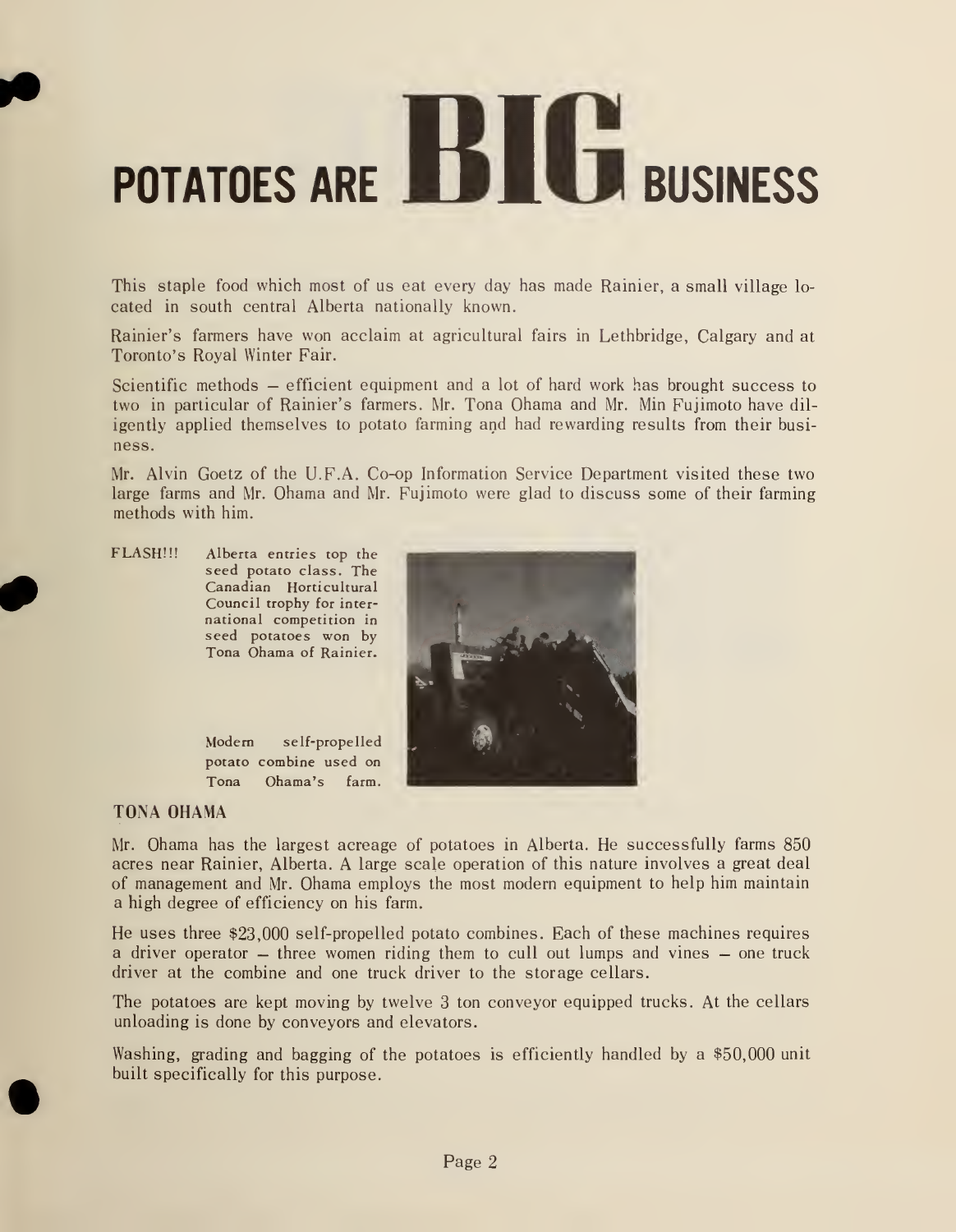# POTATOES ARE BIG BUSINESS

This staple food which most of us eat every day has made Rainier, a small village located in south central Alberta nationally known.

Rainier's farmers have won acclaim at agricultural fairs in Lethbridge, Calgary and at Toronto's Royal Winter Fair.

Scientific methods – efficient equipment and a lot of hard work has brought success to two in particular of Rainier's farmers. Mr. Tona Ohama and Mr. Min Fujimoto have diligently applied themselves to potato farming and had rewarding results from their business.

Mr. Alvin Goetz of the U.F.A. Co-op Information Service Department visited these two large farms and Mr. Ohama and Mr. Fujimoto were glad to discuss some of their farming methods with him.

FLASH!!! Alberta entries top the seed potato class. The Canadian Horticultural Council trophy for international competition in seed potatoes won by Tona Ohama of Rainier.

Modern self-propelled potato combine used on Tona Ohama's farm.

## TONA OHAMA

Mr. Ohama has the largest acreage of potatoes in Alberta. He successfully farms 850 acres near Rainier, Alberta. A large scale operation of this nature involves a great deal of management and Mr. Ohama employs the most modern equipment to help him maintain a high degree of efficiency on his farm.

He uses three $23,000 self-propelled potato combines. Each of these machines requires a driver operator – three women riding them to cull out lumps and vines – one truck driver at the combine and one truck driver to the storage cellars.

The potatoes are kept moving by twelve 3 ton conveyor equipped trucks. At the cellars unloading is done by conveyors and elevators.

Washing, grading and bagging of the potatoes is efficiently handled by a $50,000 unit built specifically for this purpose.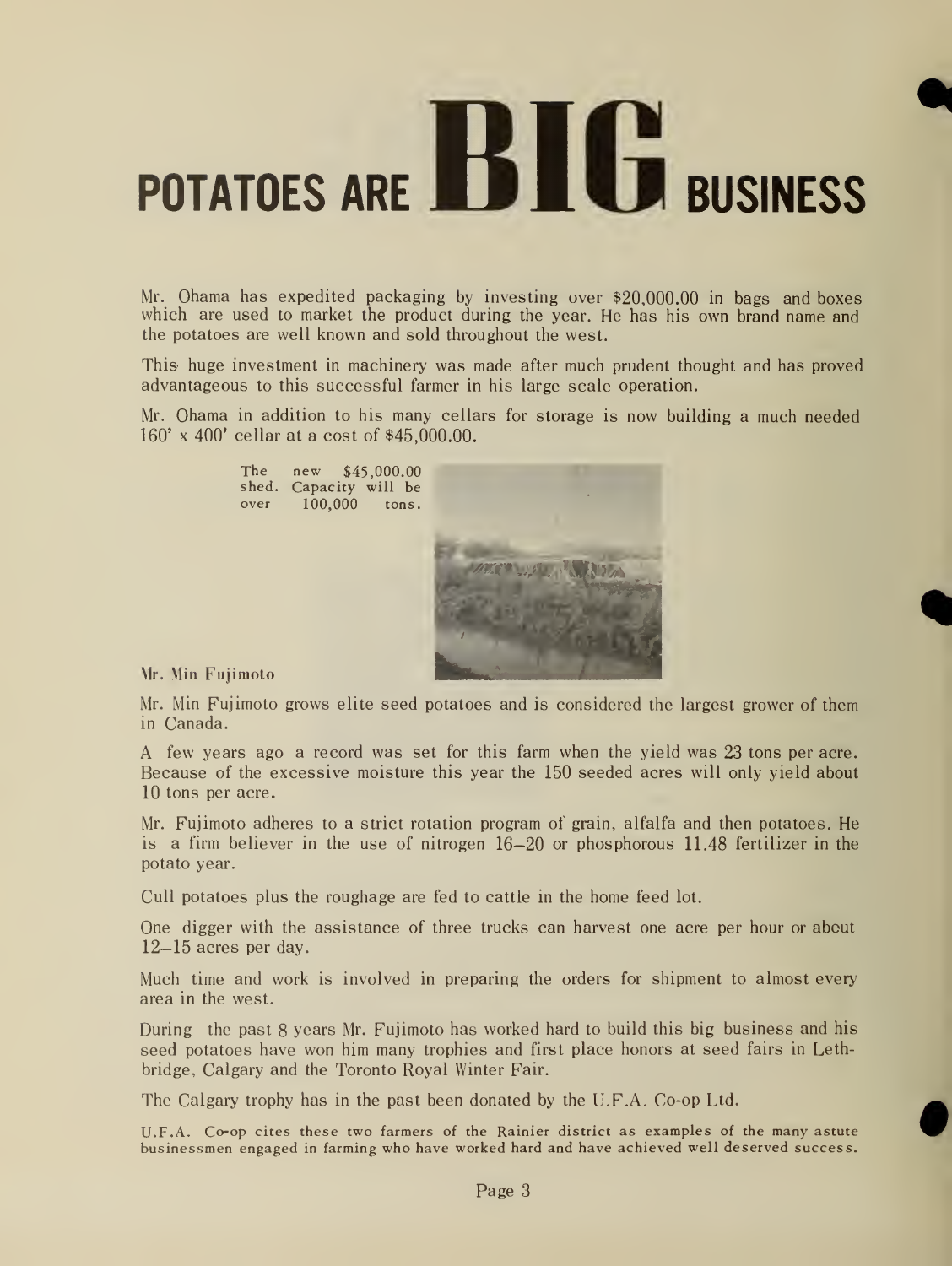# POTATOES ARE BIG BUSINESS

Mr. Ohama has expedited packaging by investing over $20,000.00 in bags and boxes which are used to market the product during the year. He has his own brand name and the potatoes are well known and sold throughout the west.

This huge investment in machinery was made after much prudent thought and has proved advantageous to this successful farmer in his large scale operation.

Mr. Ohama in addition to his many cellars for storage is now building a much needed 160' x 400' cellar at a cost of $45,000.00.

The new $45,000.00 shed. Capacity will be over 100,000 tons.

Mr. Min Fujimoto

Mr. Min Fujimoto grows elite seed potatoes and is considered the largest grower of them in Canada.

A few years ago a record was set for this farm when the yield was 23 tons per acre. Because of the excessive moisture this year the 150 seeded acres will only yield about 10 tons per acre.

Mr. Fujimoto adheres to a strict rotation program of grain, alfalfa and then potatoes. He is a firm believer in the use of nitrogen 16–20 or phosphorous 11.48 fertilizer in the potato year.

Cull potatoes plus the roughage are fed to cattle in the home feed lot.

One digger with the assistance of three trucks can harvest one acre per hour or about 12–15 acres per day.

Much time and work is involved in preparing the orders for shipment to almost every area in the west.

During the past 8 years Mr. Fujimoto has worked hard to build this big business and his seed potatoes have won him many trophies and first place honors at seed fairs in Lethbridge, Calgary and the Toronto Royal Winter Fair.

The Calgary trophy has in the past been donated by the U.F.A. Co-op Ltd.

U.F.A. Co-op cites these two farmers of the Rainier district as examples of the many astute businessmen engaged in farming who have worked hard and have achieved well deserved success.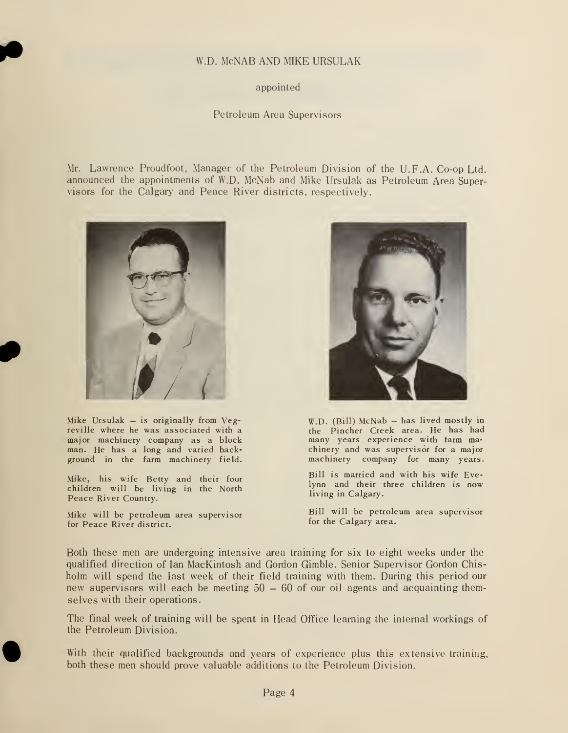# W.D. McNAB AND MIKE URSULAK

appointed

Petroleum Area Supervisors

Mr. Lawrence Proudfoot, Manager of the Petroleum Division of the U.F.A. Co-op Ltd. announced the appointments of W.D. McNab and Mike Ursulak as Petroleum Area Supervisors for the Calgary and Peace River districts, respectively.

Mike Ursulak – is originally from Vegreville where he was associated with a major machinery company as a block man. He has a long and varied background in the farm machinery field.

Mike, his wife Betty and their four children will be living in the North Peace River Country.

Mike will be petroleum area supervisor for Peace River district.

W.D. (Bill) McNab – has lived mostly in the Pincher Creek area. He has had many years experience with farm machinery and was supervisor for a major machinery company for many years.

Bill is married and with his wife Evelynn and their three children is now living in Calgary.

Bill will be petroleum area supervisor for the Calgary area.

Both these men are undergoing intensive area training for six to eight weeks under the qualified direction of Ian MacKintosh and Gordon Gimble. Senior Supervisor Gordon Chisholm will spend the last week of their field training with them. During this period our new supervisors will each be meeting 50 – 60 of our oil agents and acquainting themselves with their operations.

The final week of training will be spent in Head Office learning the internal workings of the Petroleum Division.

With their qualified backgrounds and years of experience plus this extensive training, both these men should prove valuable additions to the Petroleum Division.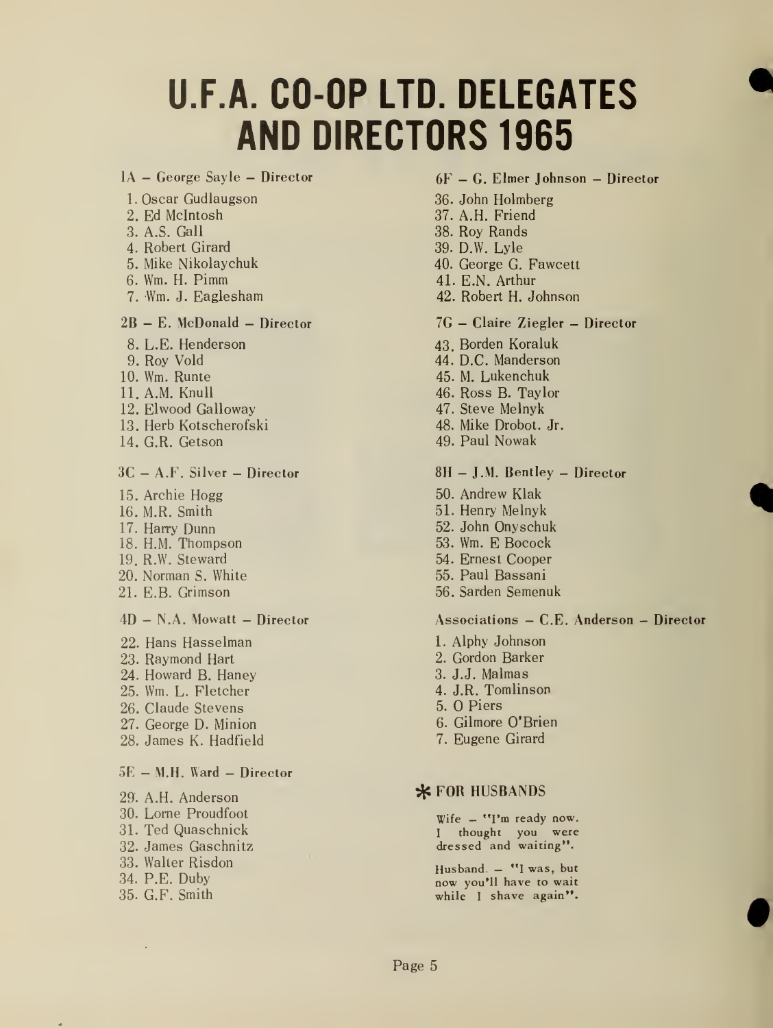# U.F.A. CO-OP LTD. DELEGATES AND DIRECTORS 1965

1A – George Sayle – Director

1. Oscar Gudlaugson
2. Ed McIntosh
3. A.S. Gall
4. Robert Girard
5. Mike Nikolaychuk
6. Wm. H. Pimm
7. Wm. J. Eaglesham

2B – E. McDonald – Director

8. L.E. Henderson
9. Roy Vold
10. Wm. Runte
11. A.M. Knull
12. Elwood Galloway
13. Herb Kotscherofski
14. G.R. Getson

3C – A.F. Silver – Director

15. Archie Hogg
16. M.R. Smith
17. Harry Dunn
18. H.M. Thompson
19. R.W. Steward
20. Norman S. White
21. E.B. Grimson

4D – N.A. Mowatt – Director

22. Hans Hasselman
23. Raymond Hart
24. Howard B. Haney
25. Wm. L. Fletcher
26. Claude Stevens
27. George D. Minion
28. James K. Hadfield

5E – M.H. Ward – Director

29. A.H. Anderson
30. Lorne Proudfoot
31. Ted Quaschnick
32. James Gaschnitz
33. Walter Risdon
34. P.E. Duby
35. G.F. Smith

6F – G. Elmer Johnson – Director

36. John Holmberg
37. A.H. Friend
38. Roy Rands
39. D.W. Lyle
40. George G. Fawcett
41. E.N. Arthur
42. Robert H. Johnson

7G – Claire Ziegler – Director

43. Borden Koraluk
44. D.C. Manderson
45. M. Lukenchuk
46. Ross B. Taylor
47. Steve Melnyk
48. Mike Drobot. Jr.
49. Paul Nowak

8H – J.M. Bentley – Director

50. Andrew Klak
51. Henry Melnyk
52. John Onyschuk
53. Wm. E Bocock
54. Ernest Cooper
55. Paul Bassani
56. Sarden Semenuk

Associations – C.E. Anderson – Director

1. Alphy Johnson
2. Gordon Barker
3. J.J. Malmas
4. J.R. Tomlinson
5. O Piers
6. Gilmore O'Brien
7. Eugene Girard

**✱ FOR HUSBANDS**

Wife – "I'm ready now. I thought you were dressed and waiting".

Husband. – "I was, but now you'll have to wait while I shave again".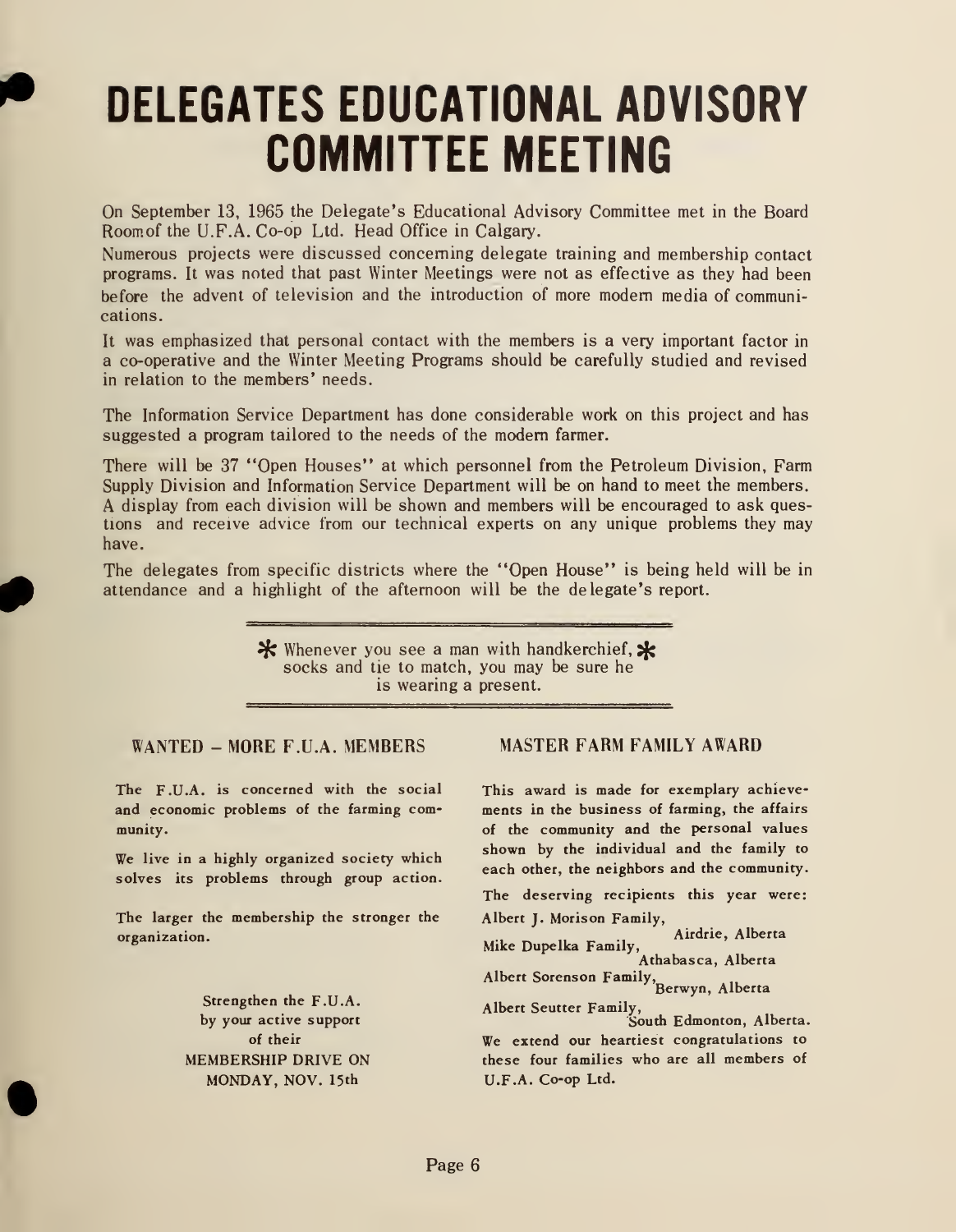# DELEGATES EDUCATIONAL ADVISORY COMMITTEE MEETING

On September 13, 1965 the Delegate's Educational Advisory Committee met in the Board Roomof the U.F.A. Co-op Ltd. Head Office in Calgary.

Numerous projects were discussed concerning delegate training and membership contact programs. It was noted that past Winter Meetings were not as effective as they had been before the advent of television and the introduction of more modern media of communications.

It was emphasized that personal contact with the members is a very important factor in a co-operative and the Winter Meeting Programs should be carefully studied and revised in relation to the members' needs.

The Information Service Department has done considerable work on this project and has suggested a program tailored to the needs of the modern farmer.

There will be 37 "Open Houses" at which personnel from the Petroleum Division, Farm Supply Division and Information Service Department will be on hand to meet the members. A display from each division will be shown and members will be encouraged to ask questions and receive advice from our technical experts on any unique problems they may have.

The delegates from specific districts where the "Open House" is being held will be in attendance and a highlight of the afternoon will be the delegate's report.

---

\* Whenever you see a man with handkerchief, \* socks and tie to match, you may be sure he is wearing a present.

---

### WANTED – MORE F.U.A. MEMBERS

The F.U.A. is concerned with the social and economic problems of the farming community.

We live in a highly organized society which solves its problems through group action.

The larger the membership the stronger the organization.

Strengthen the F.U.A.
by your active support
of their
MEMBERSHIP DRIVE ON
MONDAY, NOV. 15th

### MASTER FARM FAMILY AWARD

This award is made for exemplary achievements in the business of farming, the affairs of the community and the personal values shown by the individual and the family to each other, the neighbors and the community.

The deserving recipients this year were:

Albert J. Morison Family, Airdrie, Alberta
Mike Dupelka Family, Athabasca, Alberta
Albert Sorenson Family, Berwyn, Alberta
Albert Seutter Family, South Edmonton, Alberta.

We extend our heartiest congratulations to these four families who are all members of U.F.A. Co-op Ltd.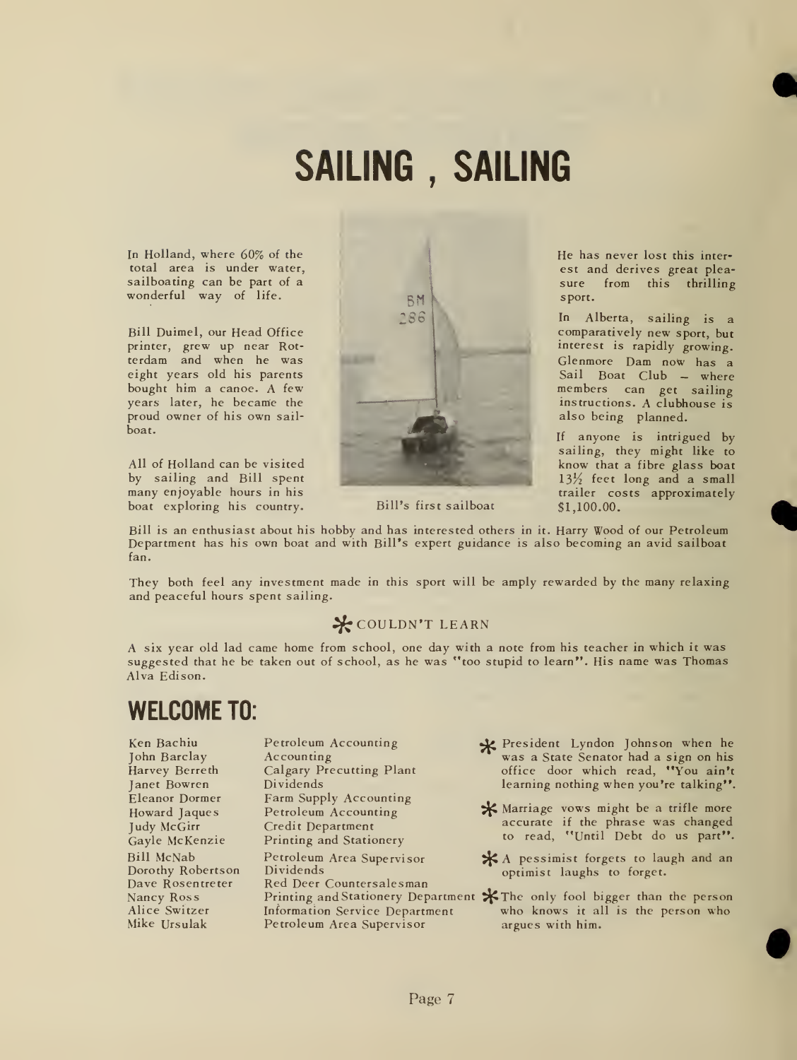# SAILING , SAILING

In Holland, where 60% of the total area is under water, sailboating can be part of a wonderful way of life.

Bill Duimel, our Head Office printer, grew up near Rotterdam and when he was eight years old his parents bought him a canoe. A few years later, he became the proud owner of his own sailboat.

All of Holland can be visited by sailing and Bill spent many enjoyable hours in his boat exploring his country.

Bill's first sailboat

He has never lost this interest and derives great pleasure from this thrilling sport.

In Alberta, sailing is a comparatively new sport, but interest is rapidly growing. Glenmore Dam now has a Sail Boat Club – where members can get sailing instructions. A clubhouse is also being planned.

If anyone is intrigued by sailing, they might like to know that a fibre glass boat 13½ feet long and a small trailer costs approximately $1,100.00.

Bill is an enthusiast about his hobby and has interested others in it. Harry Wood of our Petroleum Department has his own boat and with Bill's expert guidance is also becoming an avid sailboat fan.

They both feel any investment made in this sport will be amply rewarded by the many relaxing and peaceful hours spent sailing.

### * COULDN'T LEARN

A six year old lad came home from school, one day with a note from his teacher in which it was suggested that he be taken out of school, as he was "too stupid to learn". His name was Thomas Alva Edison.

## WELCOME TO:

| | |
|---|---|
| Ken Bachiu | Petroleum Accounting |
| John Barclay | Accounting |
| Harvey Berreth | Calgary Precutting Plant |
| Janet Bowren | Dividends |
| Eleanor Dormer | Farm Supply Accounting |
| Howard Jaques | Petroleum Accounting |
| Judy McGirr | Credit Department |
| Gayle McKenzie | Printing and Stationery |
| Bill McNab | Petroleum Area Supervisor |
| Dorothy Robertson | Dividends |
| Dave Rosentreter | Red Deer Countersalesman |
| Nancy Ross | Printing and Stationery Department |
| Alice Switzer | Information Service Department |
| Mike Ursulak | Petroleum Area Supervisor |

* President Lyndon Johnson when he was a State Senator had a sign on his office door which read, "You ain't learning nothing when you're talking".

* Marriage vows might be a trifle more accurate if the phrase was changed to read, "Until Debt do us part".

* A pessimist forgets to laugh and an optimist laughs to forget.

* The only fool bigger than the person who knows it all is the person who argues with him.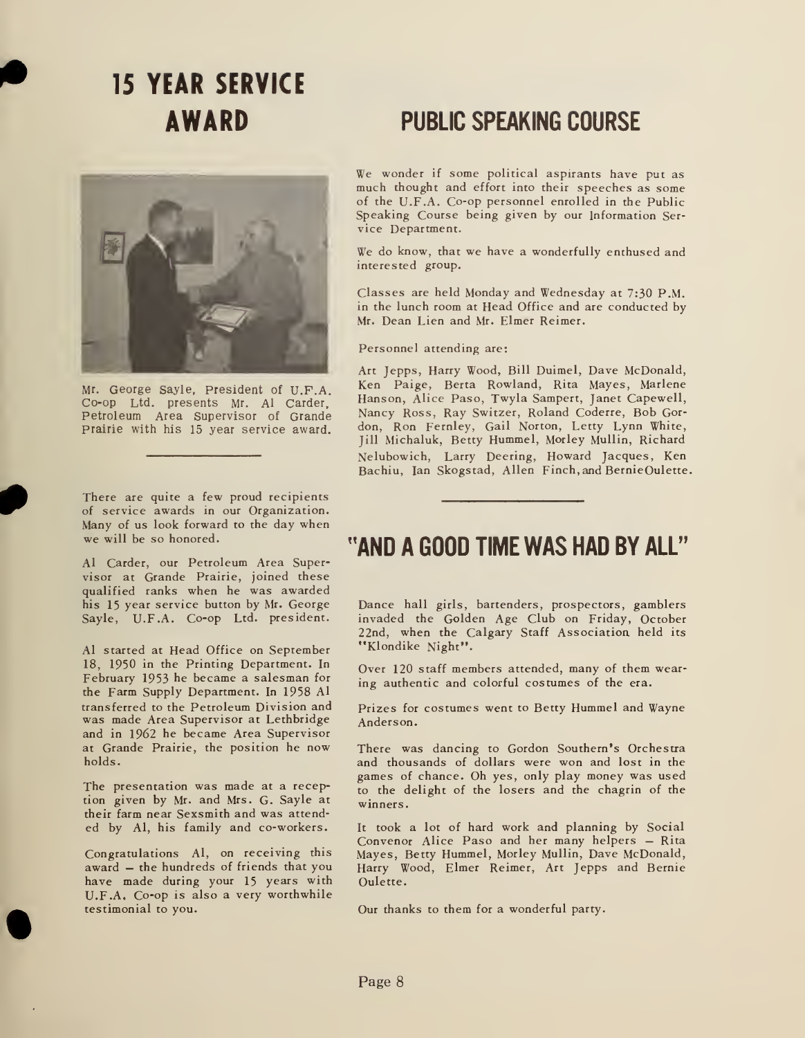# 15 YEAR SERVICE AWARD

Mr. George Sayle, President of U.F.A. Co-op Ltd. presents Mr. Al Carder, Petroleum Area Supervisor of Grande Prairie with his 15 year service award.

There are quite a few proud recipients of service awards in our Organization. Many of us look forward to the day when we will be so honored.

Al Carder, our Petroleum Area Supervisor at Grande Prairie, joined these qualified ranks when he was awarded his 15 year service button by Mr. George Sayle, U.F.A. Co-op Ltd. president.

Al started at Head Office on September 18, 1950 in the Printing Department. In February 1953 he became a salesman for the Farm Supply Department. In 1958 Al transferred to the Petroleum Division and was made Area Supervisor at Lethbridge and in 1962 he became Area Supervisor at Grande Prairie, the position he now holds.

The presentation was made at a reception given by Mr. and Mrs. G. Sayle at their farm near Sexsmith and was attended by Al, his family and co-workers.

Congratulations Al, on receiving this award – the hundreds of friends that you have made during your 15 years with U.F.A. Co-op is also a very worthwhile testimonial to you.

# PUBLIC SPEAKING COURSE

We wonder if some political aspirants have put as much thought and effort into their speeches as some of the U.F.A. Co-op personnel enrolled in the Public Speaking Course being given by our Information Service Department.

We do know, that we have a wonderfully enthused and interested group.

Classes are held Monday and Wednesday at 7:30 P.M. in the lunch room at Head Office and are conducted by Mr. Dean Lien and Mr. Elmer Reimer.

Personnel attending are:

Art Jepps, Harry Wood, Bill Duimel, Dave McDonald, Ken Paige, Berta Rowland, Rita Mayes, Marlene Hanson, Alice Paso, Twyla Sampert, Janet Capewell, Nancy Ross, Ray Switzer, Roland Coderre, Bob Gordon, Ron Fernley, Gail Norton, Letty Lynn White, Jill Michaluk, Betty Hummel, Morley Mullin, Richard Nelubowich, Larry Deering, Howard Jacques, Ken Bachiu, Ian Skogstad, Allen Finch, and BernieOulette.

# "AND A GOOD TIME WAS HAD BY ALL"

Dance hall girls, bartenders, prospectors, gamblers invaded the Golden Age Club on Friday, October 22nd, when the Calgary Staff Association held its "Klondike Night".

Over 120 staff members attended, many of them wearing authentic and colorful costumes of the era.

Prizes for costumes went to Betty Hummel and Wayne Anderson.

There was dancing to Gordon Southern's Orchestra and thousands of dollars were won and lost in the games of chance. Oh yes, only play money was used to the delight of the losers and the chagrin of the winners.

It took a lot of hard work and planning by Social Convenor Alice Paso and her many helpers – Rita Mayes, Betty Hummel, Morley Mullin, Dave McDonald, Harry Wood, Elmer Reimer, Art Jepps and Bernie Oulette.

Our thanks to them for a wonderful party.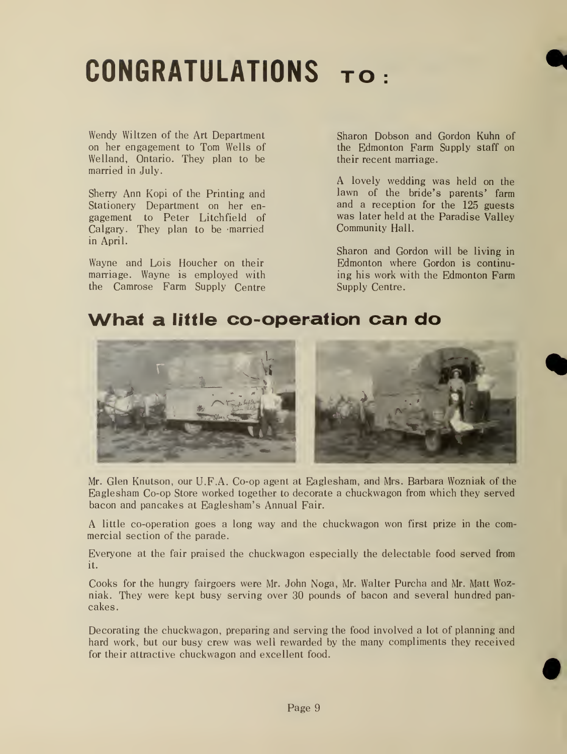# CONGRATULATIONS TO:

Wendy Wiltzen of the Art Department on her engagement to Tom Wells of Welland, Ontario. They plan to be married in July.

Sherry Ann Kopi of the Printing and Stationery Department on her engagement to Peter Litchfield of Calgary. They plan to be married in April.

Wayne and Lois Houcher on their marriage. Wayne is employed with the Camrose Farm Supply Centre

Sharon Dobson and Gordon Kuhn of the Edmonton Farm Supply staff on their recent marriage.

A lovely wedding was held on the lawn of the bride's parents' farm and a reception for the 125 guests was later held at the Paradise Valley Community Hall.

Sharon and Gordon will be living in Edmonton where Gordon is continuing his work with the Edmonton Farm Supply Centre.

## What a little co-operation can do

Mr. Glen Knutson, our U.F.A. Co-op agent at Eaglesham, and Mrs. Barbara Wozniak of the Eaglesham Co-op Store worked together to decorate a chuckwagon from which they served bacon and pancakes at Eaglesham's Annual Fair.

A little co-operation goes a long way and the chuckwagon won first prize in the commercial section of the parade.

Everyone at the fair praised the chuckwagon especially the delectable food served from it.

Cooks for the hungry fairgoers were Mr. John Noga, Mr. Walter Purcha and Mr. Matt Wozniak. They were kept busy serving over 30 pounds of bacon and several hundred pancakes.

Decorating the chuckwagon, preparing and serving the food involved a lot of planning and hard work, but our busy crew was well rewarded by the many compliments they received for their attractive chuckwagon and excellent food.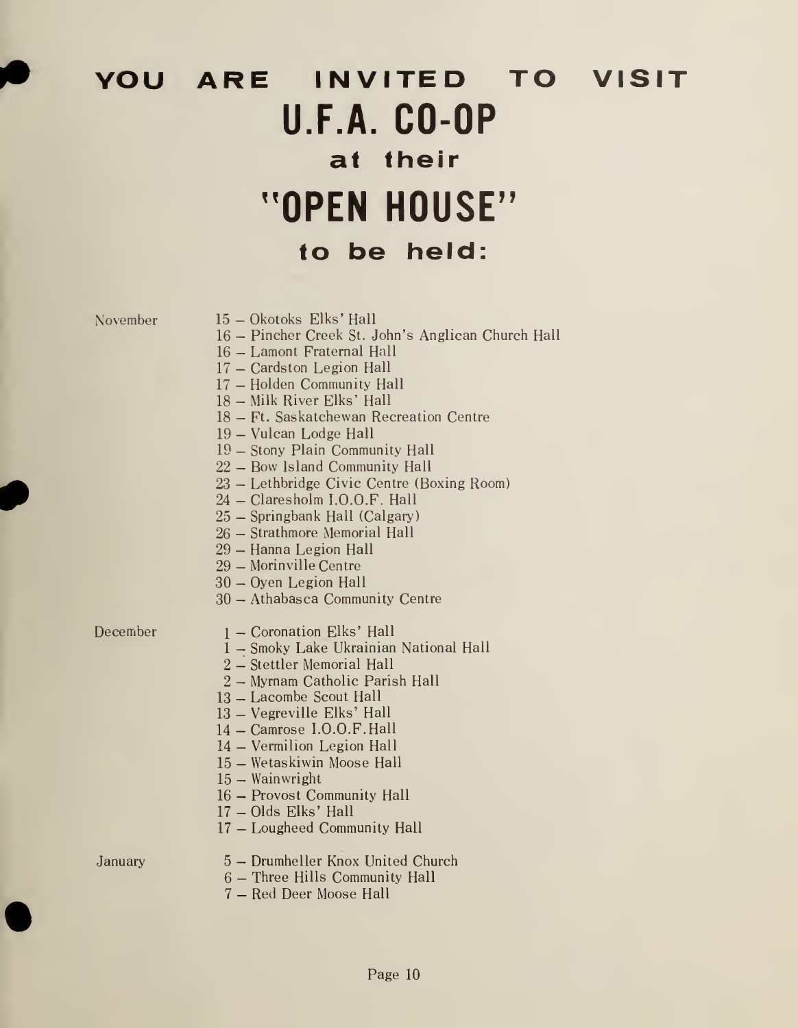# YOU ARE INVITED TO VISIT

# U.F.A. CO-OP

## at their

# "OPEN HOUSE"

## to be held:

November

15 – Okotoks Elks' Hall
16 – Pincher Creek St. John's Anglican Church Hall
16 – Lamont Fraternal Hall
17 – Cardston Legion Hall
17 – Holden Community Hall
18 – Milk River Elks' Hall
18 – Ft. Saskatchewan Recreation Centre
19 – Vulcan Lodge Hall
19 – Stony Plain Community Hall
22 – Bow Island Community Hall
23 – Lethbridge Civic Centre (Boxing Room)
24 – Claresholm I.O.O.F. Hall
25 – Springbank Hall (Calgary)
26 – Strathmore Memorial Hall
29 – Hanna Legion Hall
29 – Morinville Centre
30 – Oyen Legion Hall
30 – Athabasca Community Centre

December

1 – Coronation Elks' Hall
1 – Smoky Lake Ukrainian National Hall
2 – Stettler Memorial Hall
2 – Myrnam Catholic Parish Hall
13 – Lacombe Scout Hall
13 – Vegreville Elks' Hall
14 – Camrose I.O.O.F. Hall
14 – Vermilion Legion Hall
15 – Wetaskiwin Moose Hall
15 – Wainwright
16 – Provost Community Hall
17 – Olds Elks' Hall
17 – Lougheed Community Hall

January

5 – Drumheller Knox United Church
6 – Three Hills Community Hall
7 – Red Deer Moose Hall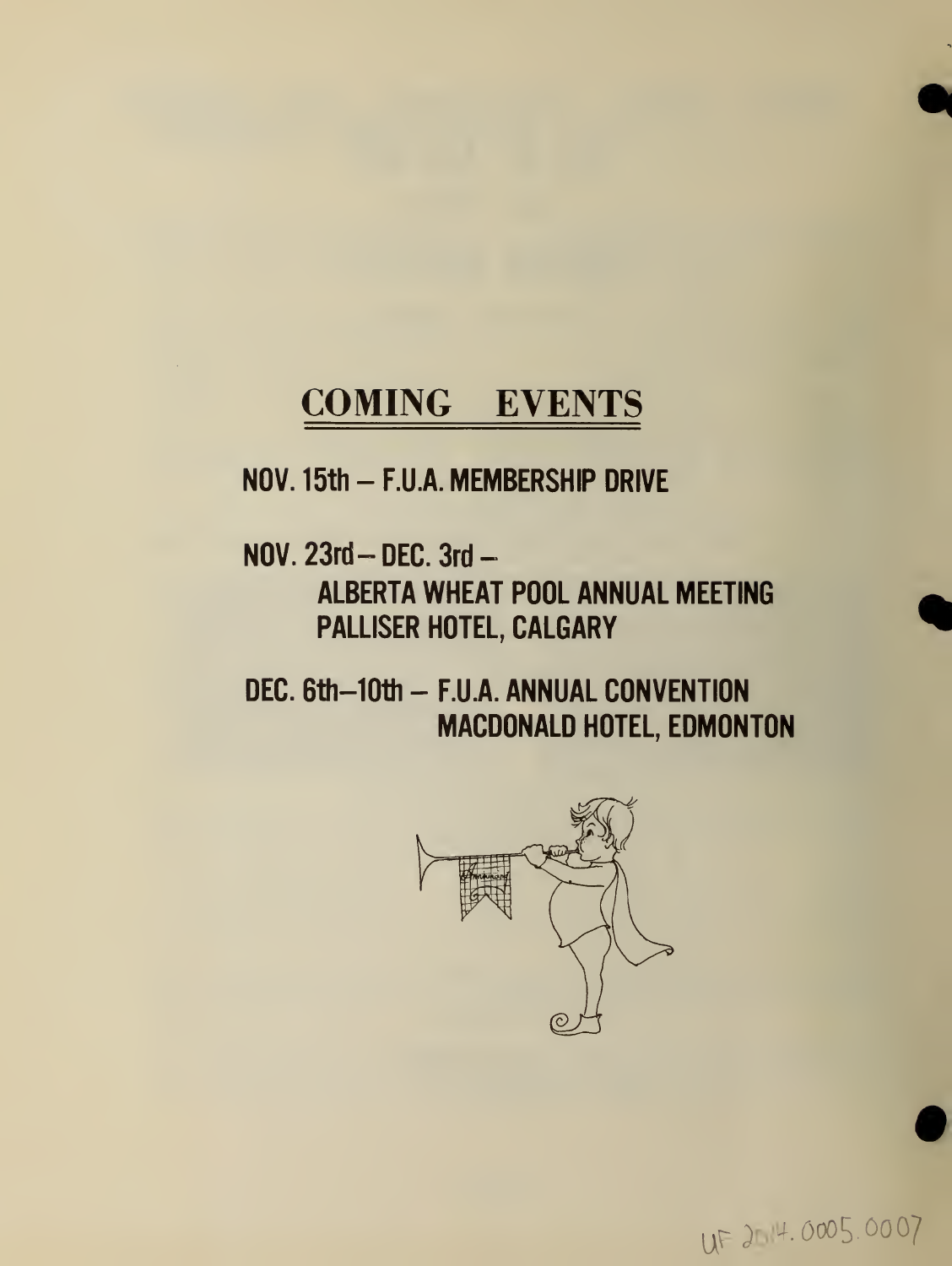# COMING EVENTS

NOV. 15th – F.U.A. MEMBERSHIP DRIVE

NOV. 23rd – DEC. 3rd –
ALBERTA WHEAT POOL ANNUAL MEETING
PALLISER HOTEL, CALGARY

DEC. 6th–10th – F.U.A. ANNUAL CONVENTION
MACDONALD HOTEL, EDMONTON

UF 2014.0005.0007